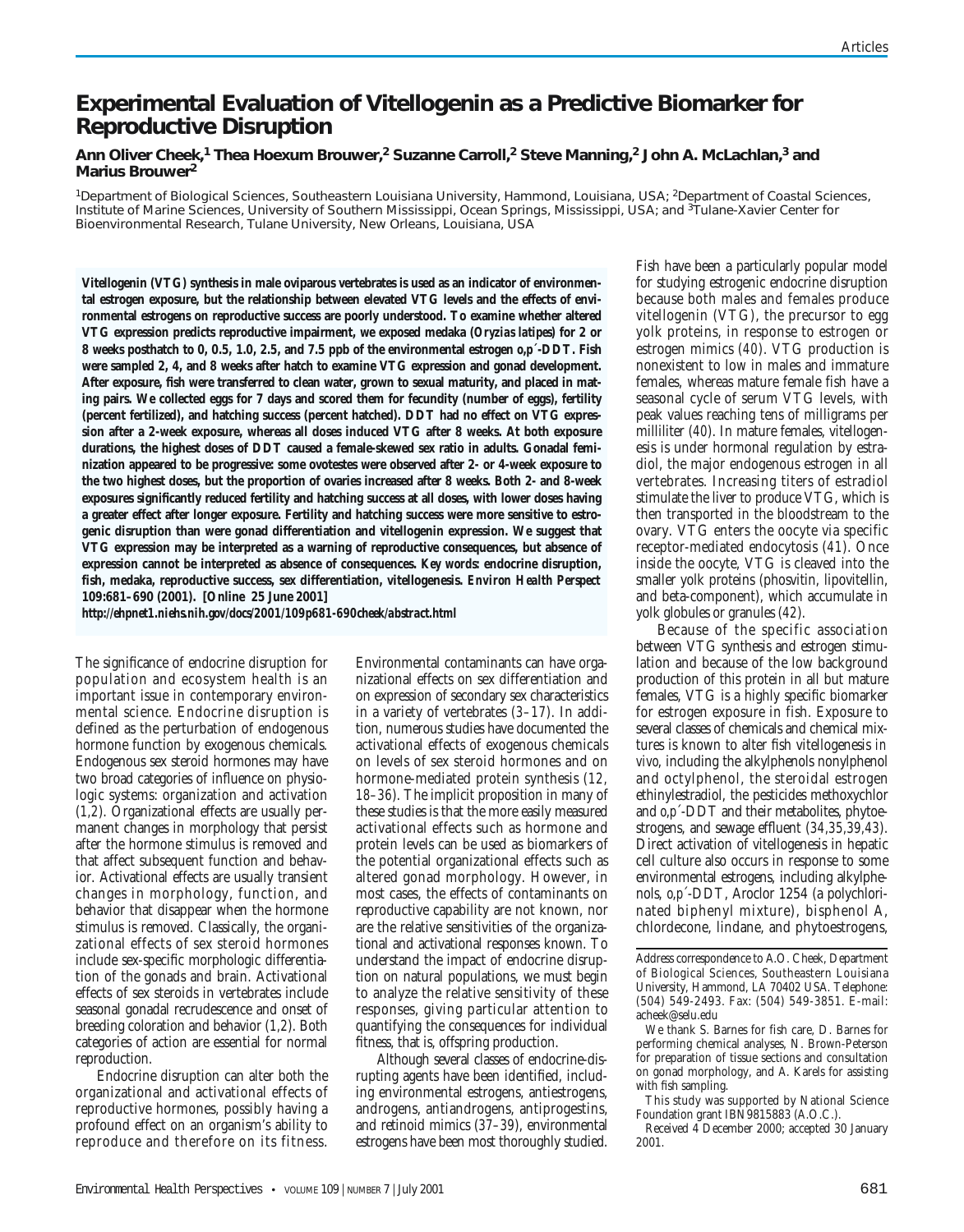# Experimental Evaluation of Vitellogenin as a Predictive Biomarker for Reproductive Disruption

**Ann Oliver Cheek,[1] Thea Hoexum Brouwer,[2] Suzanne Carroll,[2] Steve Manning,[2] John A. McLachlan,[3] and Marius Brouwer[2]**

[1]Department of Biological Sciences, Southeastern Louisiana University, Hammond, Louisiana, USA; [2]Department of Coastal Sciences, Institute of Marine Sciences, University of Southern Mississippi, Ocean Springs, Mississippi, USA; and [3]Tulane-Xavier Center for Bioenvironmental Research, Tulane University, New Orleans, Louisiana, USA

**Vitellogenin (VTG) synthesis in male oviparous vertebrates is used as an indicator of environmental estrogen exposure, but the relationship between elevated VTG levels and the effects of environmental estrogens on reproductive success are poorly understood. To examine whether altered VTG expression predicts reproductive impairment, we exposed medaka (*Oryzias latipes*) for 2 or 8 weeks posthatch to 0, 0.5, 1.0, 2.5, and 7.5 ppb of the environmental estrogen *o,p*´-DDT. Fish were sampled 2, 4, and 8 weeks after hatch to examine VTG expression and gonad development. After exposure, fish were transferred to clean water, grown to sexual maturity, and placed in mating pairs. We collected eggs for 7 days and scored them for fecundity (number of eggs), fertility (percent fertilized), and hatching success (percent hatched). DDT had no effect on VTG expression after a 2-week exposure, whereas all doses induced VTG after 8 weeks. At both exposure durations, the highest doses of DDT caused a female-skewed sex ratio in adults. Gonadal feminization appeared to be progressive: some ovotestes were observed after 2- or 4-week exposure to the two highest doses, but the proportion of ovaries increased after 8 weeks. Both 2- and 8-week exposures significantly reduced fertility and hatching success at all doses, with lower doses having a greater effect after longer exposure. Fertility and hatching success were more sensitive to estrogenic disruption than were gonad differentiation and vitellogenin expression. We suggest that VTG expression may be interpreted as a warning of reproductive consequences, but absence of expression cannot be interpreted as absence of consequences. *Key words:* endocrine disruption, fish, medaka, reproductive success, sex differentiation, vitellogenesis. *Environ Health Perspect* 109:681–690 (2001). [Online 25 June 2001]**

***http://ehpnet1.niehs.nih.gov/docs/2001/109p681-690cheek/abstract.html***

The significance of endocrine disruption for population and ecosystem health is an important issue in contemporary environmental science. Endocrine disruption is defined as the perturbation of endogenous hormone function by exogenous chemicals. Endogenous sex steroid hormones may have two broad categories of influence on physiologic systems: organization and activation (*1,2*). Organizational effects are usually permanent changes in morphology that persist after the hormone stimulus is removed and that affect subsequent function and behavior. Activational effects are usually transient changes in morphology, function, and behavior that disappear when the hormone stimulus is removed. Classically, the organizational effects of sex steroid hormones include sex-specific morphologic differentiation of the gonads and brain. Activational effects of sex steroids in vertebrates include seasonal gonadal recrudescence and onset of breeding coloration and behavior (*1,2*). Both categories of action are essential for normal reproduction.

Endocrine disruption can alter both the organizational and activational effects of reproductive hormones, possibly having a profound effect on an organism's ability to reproduce and therefore on its fitness. Environmental contaminants can have organizational effects on sex differentiation and on expression of secondary sex characteristics in a variety of vertebrates (*3–17*). In addition, numerous studies have documented the activational effects of exogenous chemicals on levels of sex steroid hormones and on hormone-mediated protein synthesis (*12, 18–36*). The implicit proposition in many of these studies is that the more easily measured activational effects such as hormone and protein levels can be used as biomarkers of the potential organizational effects such as altered gonad morphology. However, in most cases, the effects of contaminants on reproductive capability are not known, nor are the relative sensitivities of the organizational and activational responses known. To understand the impact of endocrine disruption on natural populations, we must begin to analyze the relative sensitivity of these responses, giving particular attention to quantifying the consequences for individual fitness, that is, offspring production.

Although several classes of endocrine-disrupting agents have been identified, including environmental estrogens, antiestrogens, androgens, antiandrogens, antiprogestins, and retinoid mimics (*37–39*), environmental estrogens have been most thoroughly studied. Fish have been a particularly popular model for studying estrogenic endocrine disruption because both males and females produce vitellogenin (VTG), the precursor to egg yolk proteins, in response to estrogen or estrogen mimics (*40*). VTG production is nonexistent to low in males and immature females, whereas mature female fish have a seasonal cycle of serum VTG levels, with peak values reaching tens of milligrams per milliliter (*40*). In mature females, vitellogenesis is under hormonal regulation by estradiol, the major endogenous estrogen in all vertebrates. Increasing titers of estradiol stimulate the liver to produce VTG, which is then transported in the bloodstream to the ovary. VTG enters the oocyte via specific receptor-mediated endocytosis (*41*). Once inside the oocyte, VTG is cleaved into the smaller yolk proteins (phosvitin, lipovitellin, and beta-component), which accumulate in yolk globules or granules (*42*).

Because of the specific association between VTG synthesis and estrogen stimulation and because of the low background production of this protein in all but mature females, VTG is a highly specific biomarker for estrogen exposure in fish. Exposure to several classes of chemicals and chemical mixtures is known to alter fish vitellogenesis *in vivo*, including the alkylphenols nonylphenol and octylphenol, the steroidal estrogen ethinylestradiol, the pesticides methoxychlor and *o,p*´-DDT and their metabolites, phytoestrogens, and sewage effluent (*34,35,39,43*). Direct activation of vitellogenesis in hepatic cell culture also occurs in response to some environmental estrogens, including alkylphenols, *o,p*´-DDT, Aroclor 1254 (a polychlorinated biphenyl mixture), bisphenol A, chlordecone, lindane, and phytoestrogens,

Address correspondence to A.O. Cheek, Department of Biological Sciences, Southeastern Louisiana University, Hammond, LA 70402 USA. Telephone: (504) 549-2493. Fax: (504) 549-3851. E-mail: acheek@selu.edu

We thank S. Barnes for fish care, D. Barnes for performing chemical analyses, N. Brown-Peterson for preparation of tissue sections and consultation on gonad morphology, and A. Karels for assisting with fish sampling.

This study was supported by National Science Foundation grant IBN9815883 (A.O.C.).

Received 4 December 2000; accepted 30 January 2001.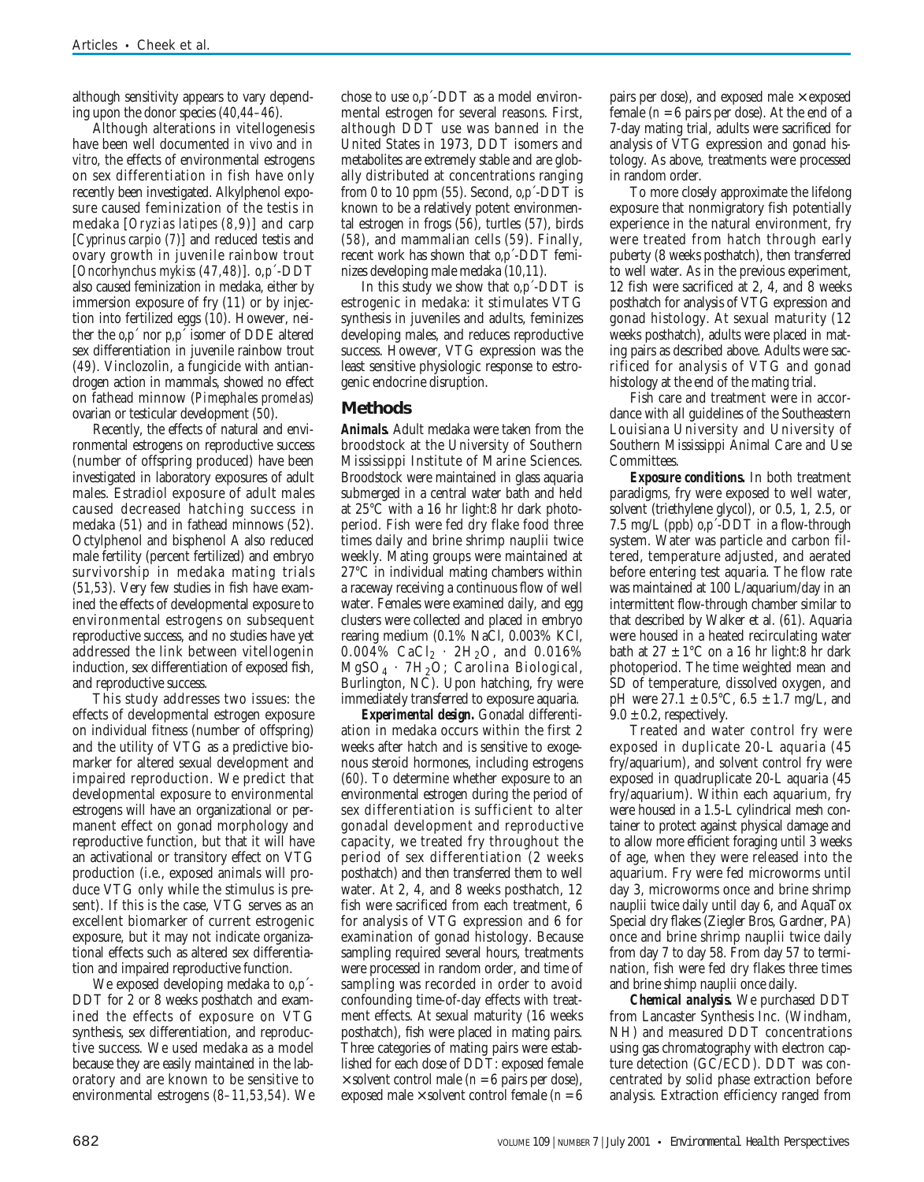although sensitivity appears to vary depending upon the donor species (*40,44–46*).

Although alterations in vitellogenesis have been well documented *in vivo* and *in vitro*, the effects of environmental estrogens on sex differentiation in fish have only recently been investigated. Alkylphenol exposure caused feminization of the testis in medaka [*Oryzias latipes* (*8,9*)] and carp [*Cyprinus carpio* (*7*)] and reduced testis and ovary growth in juvenile rainbow trout [*Oncorhynchus mykiss* (*47,48*)]. *o,p*´-DDT also caused feminization in medaka, either by immersion exposure of fry (*11*) or by injection into fertilized eggs (*10*). However, neither the *o,p*´ nor *p,p*´ isomer of DDE altered sex differentiation in juvenile rainbow trout (*49*). Vinclozolin, a fungicide with antiandrogen action in mammals, showed no effect on fathead minnow (*Pimephales promelas*) ovarian or testicular development (*50*).

Recently, the effects of natural and environmental estrogens on reproductive success (number of offspring produced) have been investigated in laboratory exposures of adult males. Estradiol exposure of adult males caused decreased hatching success in medaka (*51*) and in fathead minnows (*52*). Octylphenol and bisphenol A also reduced male fertility (percent fertilized) and embryo survivorship in medaka mating trials (*51,53*). Very few studies in fish have examined the effects of developmental exposure to environmental estrogens on subsequent reproductive success, and no studies have yet addressed the link between vitellogenin induction, sex differentiation of exposed fish, and reproductive success.

This study addresses two issues: the effects of developmental estrogen exposure on individual fitness (number of offspring) and the utility of VTG as a predictive biomarker for altered sexual development and impaired reproduction. We predict that developmental exposure to environmental estrogens will have an organizational or permanent effect on gonad morphology and reproductive function, but that it will have an activational or transitory effect on VTG production (i.e., exposed animals will produce VTG only while the stimulus is present). If this is the case, VTG serves as an excellent biomarker of current estrogenic exposure, but it may not indicate organizational effects such as altered sex differentiation and impaired reproductive function.

We exposed developing medaka to *o,p*´-DDT for 2 or 8 weeks posthatch and examined the effects of exposure on VTG synthesis, sex differentiation, and reproductive success. We used medaka as a model because they are easily maintained in the laboratory and are known to be sensitive to environmental estrogens (*8–11,53,54*). We chose to use *o,p*´-DDT as a model environmental estrogen for several reasons. First, although DDT use was banned in the United States in 1973, DDT isomers and metabolites are extremely stable and are globally distributed at concentrations ranging from 0 to 10 ppm (*55*). Second, *o,p*´-DDT is known to be a relatively potent environmental estrogen in frogs (*56*), turtles (*57*), birds (*58*), and mammalian cells (*59*). Finally, recent work has shown that *o,p*´-DDT feminizes developing male medaka (*10,11*).

In this study we show that *o,p*´-DDT is estrogenic in medaka: it stimulates VTG synthesis in juveniles and adults, feminizes developing males, and reduces reproductive success. However, VTG expression was the least sensitive physiologic response to estrogenic endocrine disruption.

## Methods

***Animals.*** Adult medaka were taken from the broodstock at the University of Southern Mississippi Institute of Marine Sciences. Broodstock were maintained in glass aquaria submerged in a central water bath and held at 25°C with a 16 hr light:8 hr dark photoperiod. Fish were fed dry flake food three times daily and brine shrimp nauplii twice weekly. Mating groups were maintained at 27°C in individual mating chambers within a raceway receiving a continuous flow of well water. Females were examined daily, and egg clusters were collected and placed in embryo rearing medium (0.1% NaCl, 0.003% KCl, 0.004% $CaCl_2 \cdot 2H_2O$, and 0.016% $MgSO_4 \cdot 7H_2O$; Carolina Biological, Burlington, NC). Upon hatching, fry were immediately transferred to exposure aquaria.

***Experimental design.*** Gonadal differentiation in medaka occurs within the first 2 weeks after hatch and is sensitive to exogenous steroid hormones, including estrogens (*60*). To determine whether exposure to an environmental estrogen during the period of sex differentiation is sufficient to alter gonadal development and reproductive capacity, we treated fry throughout the period of sex differentiation (2 weeks posthatch) and then transferred them to well water. At 2, 4, and 8 weeks posthatch, 12 fish were sacrificed from each treatment, 6 for analysis of VTG expression and 6 for examination of gonad histology. Because sampling required several hours, treatments were processed in random order, and time of sampling was recorded in order to avoid confounding time-of-day effects with treatment effects. At sexual maturity (16 weeks posthatch), fish were placed in mating pairs. Three categories of mating pairs were established for each dose of DDT: exposed female × solvent control male (*n* = 6 pairs per dose), exposed male × solvent control female (*n* = 6 pairs per dose), and exposed male × exposed female (*n* = 6 pairs per dose). At the end of a 7-day mating trial, adults were sacrificed for analysis of VTG expression and gonad histology. As above, treatments were processed in random order.

To more closely approximate the lifelong exposure that nonmigratory fish potentially experience in the natural environment, fry were treated from hatch through early puberty (8 weeks posthatch), then transferred to well water. As in the previous experiment, 12 fish were sacrificed at 2, 4, and 8 weeks posthatch for analysis of VTG expression and gonad histology. At sexual maturity (12 weeks posthatch), adults were placed in mating pairs as described above. Adults were sacrificed for analysis of VTG and gonad histology at the end of the mating trial.

Fish care and treatment were in accordance with all guidelines of the Southeastern Louisiana University and University of Southern Mississippi Animal Care and Use Committees.

***Exposure conditions.*** In both treatment paradigms, fry were exposed to well water, solvent (triethylene glycol), or 0.5, 1, 2.5, or 7.5 mg/L (ppb) *o,p*´-DDT in a flow-through system. Water was particle and carbon filtered, temperature adjusted, and aerated before entering test aquaria. The flow rate was maintained at 100 L/aquarium/day in an intermittent flow-through chamber similar to that described by Walker et al. (*61*). Aquaria were housed in a heated recirculating water bath at 27 ± 1°C on a 16 hr light:8 hr dark photoperiod. The time weighted mean and SD of temperature, dissolved oxygen, and pH were 27.1 ± 0.5°C, 6.5 ± 1.7 mg/L, and 9.0 ± 0.2, respectively.

Treated and water control fry were exposed in duplicate 20-L aquaria (45 fry/aquarium), and solvent control fry were exposed in quadruplicate 20-L aquaria (45 fry/aquarium). Within each aquarium, fry were housed in a 1.5-L cylindrical mesh container to protect against physical damage and to allow more efficient foraging until 3 weeks of age, when they were released into the aquarium. Fry were fed microworms until day 3, microworms once and brine shrimp nauplii twice daily until day 6, and AquaTox Special dry flakes (Ziegler Bros, Gardner, PA) once and brine shrimp nauplii twice daily from day 7 to day 58. From day 57 to termination, fish were fed dry flakes three times and brine shimp nauplii once daily.

***Chemical analysis.*** We purchased DDT from Lancaster Synthesis Inc. (Windham, NH) and measured DDT concentrations using gas chromatography with electron capture detection (GC/ECD). DDT was concentrated by solid phase extraction before analysis. Extraction efficiency ranged from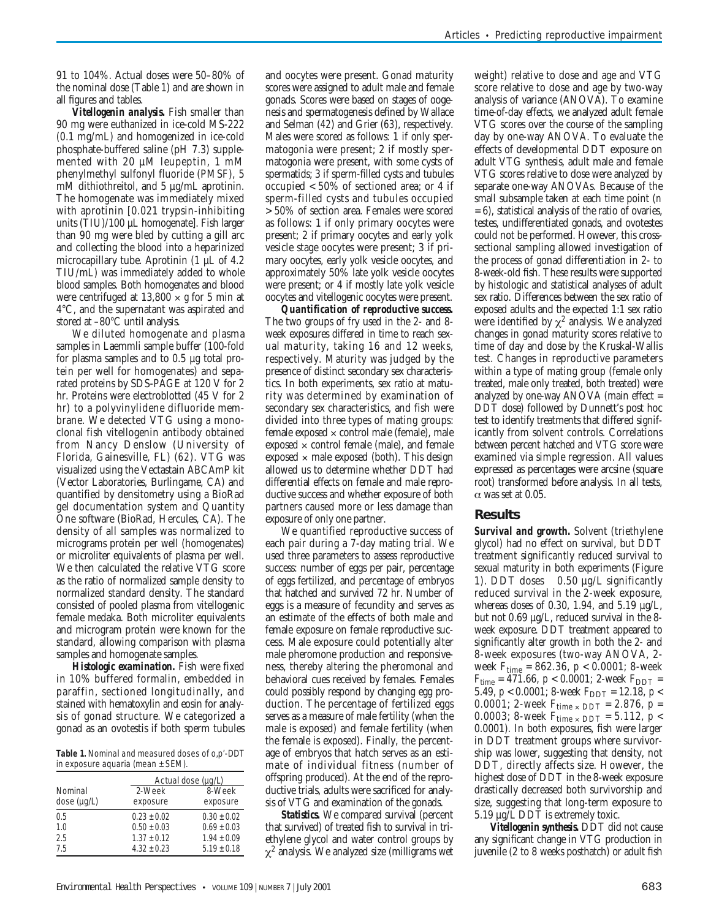91 to 104%. Actual doses were 50–80% of the nominal dose (Table 1) and are shown in all figures and tables.

***Vitellogenin analysis.*** Fish smaller than 90 mg were euthanized in ice-cold MS-222 (0.1 mg/mL) and homogenized in ice-cold phosphate-buffered saline (pH 7.3) supplemented with 20 µM leupeptin, 1 mM phenylmethyl sulfonyl fluoride (PMSF), 5 mM dithiothreitol, and 5 µg/mL aprotinin. The homogenate was immediately mixed with aprotinin [0.021 trypsin-inhibiting units (TIU)/100 µL homogenate]. Fish larger than 90 mg were bled by cutting a gill arc and collecting the blood into a heparinized microcapillary tube. Aprotinin (1 µL of 4.2 TIU/mL) was immediately added to whole blood samples. Both homogenates and blood were centrifuged at 13,800 × *g* for 5 min at 4°C, and the supernatant was aspirated and stored at –80°C until analysis.

We diluted homogenate and plasma samples in Laemmli sample buffer (100-fold for plasma samples and to 0.5 µg total protein per well for homogenates) and separated proteins by SDS-PAGE at 120 V for 2 hr. Proteins were electroblotted (45 V for 2 hr) to a polyvinylidene difluoride membrane. We detected VTG using a monoclonal fish vitellogenin antibody obtained from Nancy Denslow (University of Florida, Gainesville, FL) (*62*). VTG was visualized using the Vectastain ABCAmP kit (Vector Laboratories, Burlingame, CA) and quantified by densitometry using a BioRad gel documentation system and Quantity One software (BioRad, Hercules, CA). The density of all samples was normalized to micrograms protein per well (homogenates) or microliter equivalents of plasma per well. We then calculated the relative VTG score as the ratio of normalized sample density to normalized standard density. The standard consisted of pooled plasma from vitellogenic female medaka. Both microliter equivalents and microgram protein were known for the standard, allowing comparison with plasma samples and homogenate samples.

***Histologic examination.*** Fish were fixed in 10% buffered formalin, embedded in paraffin, sectioned longitudinally, and stained with hematoxylin and eosin for analysis of gonad structure. We categorized a gonad as an ovotestis if both sperm tubules and oocytes were present. Gonad maturity scores were assigned to adult male and female gonads. Scores were based on stages of oogenesis and spermatogenesis defined by Wallace and Selman (*42*) and Grier (*63*), respectively. Males were scored as follows: 1 if only spermatogonia were present; 2 if mostly spermatogonia were present, with some cysts of spermatids; 3 if sperm-filled cysts and tubules occupied < 50% of sectioned area; or 4 if sperm-filled cysts and tubules occupied > 50% of section area. Females were scored as follows: 1 if only primary oocytes were present; 2 if primary oocytes and early yolk vesicle stage oocytes were present; 3 if primary oocytes, early yolk vesicle oocytes, and approximately 50% late yolk vesicle oocytes were present; or 4 if mostly late yolk vesicle oocytes and vitellogenic oocytes were present.

**Table 1.** Nominal and measured doses of o,p′-DDT in exposure aquaria (mean ± SEM).

| Nominal dose (µg/L) | Actual dose (µg/L) 2-Week exposure | 8-Week exposure |
|---|---|---|
| 0.5 | 0.23 ± 0.02 | 0.30 ± 0.02 |
| 1.0 | 0.50 ± 0.03 | 0.69 ± 0.03 |
| 2.5 | 1.37 ± 0.12 | 1.94 ± 0.09 |
| 7.5 | 4.32 ± 0.23 | 5.19 ± 0.18 |

***Quantification of reproductive success.*** The two groups of fry used in the 2- and 8-week exposures differed in time to reach sexual maturity, taking 16 and 12 weeks, respectively. Maturity was judged by the presence of distinct secondary sex characteristics. In both experiments, sex ratio at maturity was determined by examination of secondary sex characteristics, and fish were divided into three types of mating groups: female exposed × control male (female), male exposed × control female (male), and female exposed × male exposed (both). This design allowed us to determine whether DDT had differential effects on female and male reproductive success and whether exposure of both partners caused more or less damage than exposure of only one partner.

We quantified reproductive success of each pair during a 7-day mating trial. We used three parameters to assess reproductive success: number of eggs per pair, percentage of eggs fertilized, and percentage of embryos that hatched and survived 72 hr. Number of eggs is a measure of fecundity and serves as an estimate of the effects of both male and female exposure on female reproductive success. Male exposure could potentially alter male pheromone production and responsiveness, thereby altering the pheromonal and behavioral cues received by females. Females could possibly respond by changing egg production. The percentage of fertilized eggs serves as a measure of male fertility (when the male is exposed) and female fertility (when the female is exposed). Finally, the percentage of embryos that hatch serves as an estimate of individual fitness (number of offspring produced). At the end of the reproductive trials, adults were sacrificed for analysis of VTG and examination of the gonads.

***Statistics.*** We compared survival (percent that survived) of treated fish to survival in triethylene glycol and water control groups by $\chi^2$ analysis. We analyzed size (milligrams wet weight) relative to dose and age and VTG score relative to dose and age by two-way analysis of variance (ANOVA). To examine time-of-day effects, we analyzed adult female VTG scores over the course of the sampling day by one-way ANOVA. To evaluate the effects of developmental DDT exposure on adult VTG synthesis, adult male and female VTG scores relative to dose were analyzed by separate one-way ANOVAs. Because of the small subsample taken at each time point ($n = 6$), statistical analysis of the ratio of ovaries, testes, undifferentiated gonads, and ovotestes could not be performed. However, this cross-sectional sampling allowed investigation of the process of gonad differentiation in 2- to 8-week-old fish. These results were supported by histologic and statistical analyses of adult sex ratio. Differences between the sex ratio of exposed adults and the expected 1:1 sex ratio were identified by $\chi^2$ analysis. We analyzed changes in gonad maturity scores relative to time of day and dose by the Kruskal-Wallis test. Changes in reproductive parameters within a type of mating group (female only treated, male only treated, both treated) were analyzed by one-way ANOVA (main effect = DDT dose) followed by Dunnett's post hoc test to identify treatments that differed significantly from solvent controls. Correlations between percent hatched and VTG score were examined via simple regression. All values expressed as percentages were arcsine (square root) transformed before analysis. In all tests, $\alpha$ was set at 0.05.

## Results

***Survival and growth.*** Solvent (triethylene glycol) had no effect on survival, but DDT treatment significantly reduced survival to sexual maturity in both experiments (Figure 1). DDT doses $\geq$ 0.50 µg/L significantly reduced survival in the 2-week exposure, whereas doses of 0.30, 1.94, and 5.19 µg/L, but not 0.69 µg/L, reduced survival in the 8-week exposure. DDT treatment appeared to significantly alter growth in both the 2- and 8-week exposures (two-way ANOVA, 2-week $F_{time} = 862.36$, $p < 0.0001$; 8-week $F_{time} = 471.66$, $p < 0.0001$; 2-week $F_{DDT} = 5.49$, $p < 0.0001$; 8-week $F_{DDT} = 12.18$, $p < 0.0001$; 2-week $F_{time \times DDT} = 2.876$, $p = 0.0003$; 8-week $F_{time \times DDT} = 5.112$, $p < 0.0001$). In both exposures, fish were larger in DDT treatment groups where survivorship was lower, suggesting that density, not DDT, directly affects size. However, the highest dose of DDT in the 8-week exposure drastically decreased both survivorship and size, suggesting that long-term exposure to 5.19 µg/L DDT is extremely toxic.

***Vitellogenin synthesis.*** DDT did not cause any significant change in VTG production in juvenile (2 to 8 weeks posthatch) or adult fish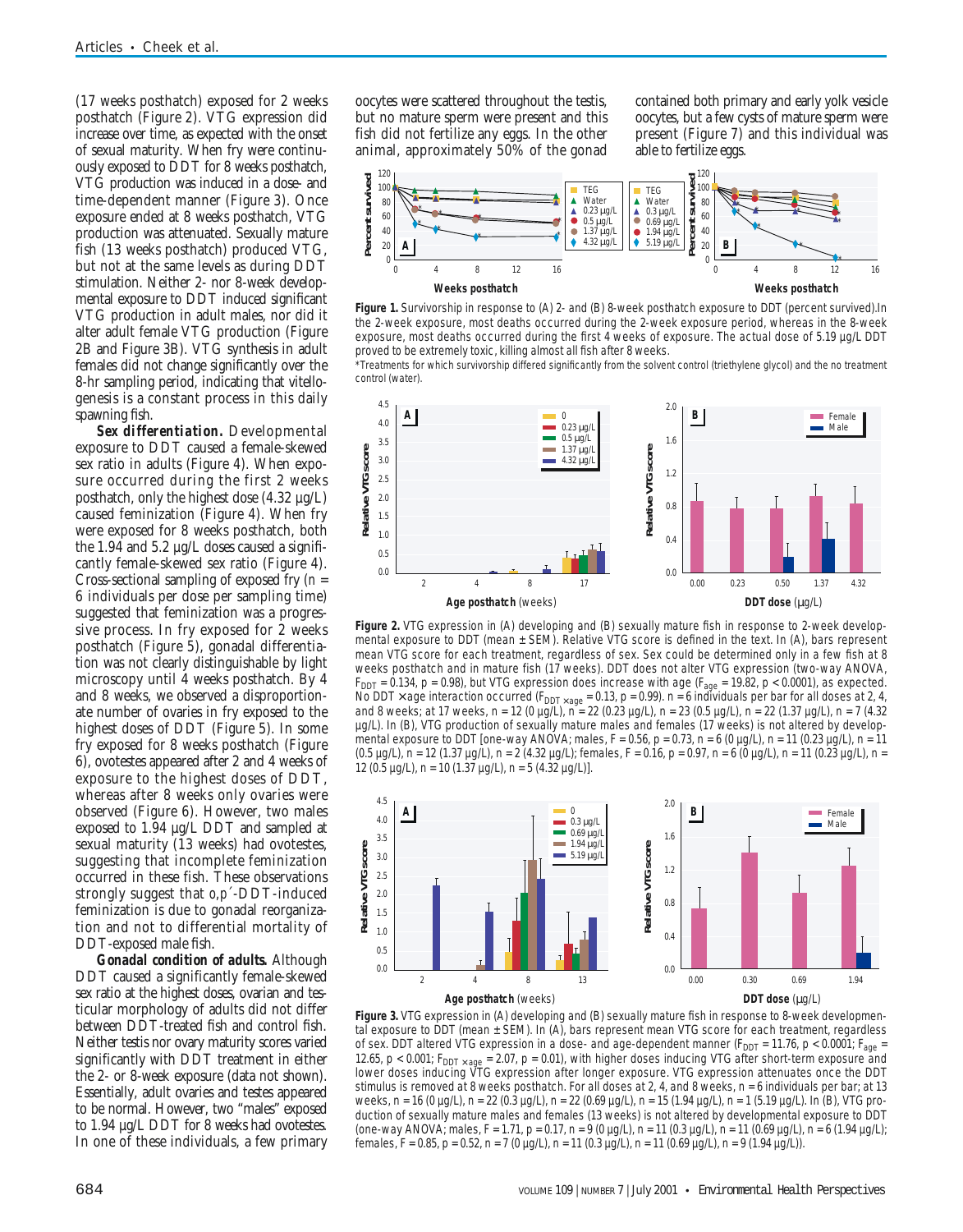(17 weeks posthatch) exposed for 2 weeks posthatch (Figure 2). VTG expression did increase over time, as expected with the onset of sexual maturity. When fry were continuously exposed to DDT for 8 weeks posthatch, VTG production was induced in a dose- and time-dependent manner (Figure 3). Once exposure ended at 8 weeks posthatch, VTG production was attenuated. Sexually mature fish (13 weeks posthatch) produced VTG, but not at the same levels as during DDT stimulation. Neither 2- nor 8-week developmental exposure to DDT induced significant VTG production in adult males, nor did it alter adult female VTG production (Figure 2B and Figure 3B). VTG synthesis in adult females did not change significantly over the 8-hr sampling period, indicating that vitellogenesis is a constant process in this daily spawning fish.

***Sex differentiation.*** Developmental exposure to DDT caused a female-skewed sex ratio in adults (Figure 4). When exposure occurred during the first 2 weeks posthatch, only the highest dose (4.32 µg/L) caused feminization (Figure 4). When fry were exposed for 8 weeks posthatch, both the 1.94 and 5.2 µg/L doses caused a significantly female-skewed sex ratio (Figure 4). Cross-sectional sampling of exposed fry ($n$ = 6 individuals per dose per sampling time) suggested that feminization was a progressive process. In fry exposed for 2 weeks posthatch (Figure 5), gonadal differentiation was not clearly distinguishable by light microscopy until 4 weeks posthatch. By 4 and 8 weeks, we observed a disproportionate number of ovaries in fry exposed to the highest doses of DDT (Figure 5). In some fry exposed for 8 weeks posthatch (Figure 6), ovotestes appeared after 2 and 4 weeks of exposure to the highest doses of DDT, whereas after 8 weeks only ovaries were observed (Figure 6). However, two males exposed to 1.94 µg/L DDT and sampled at sexual maturity (13 weeks) had ovotestes, suggesting that incomplete feminization occurred in these fish. These observations strongly suggest that *o,p*´-DDT-induced feminization is due to gonadal reorganization and not to differential mortality of DDT-exposed male fish.

***Gonadal condition of adults.*** Although DDT caused a significantly female-skewed sex ratio at the highest doses, ovarian and testicular morphology of adults did not differ between DDT-treated fish and control fish. Neither testis nor ovary maturity scores varied significantly with DDT treatment in either the 2- or 8-week exposure (data not shown). Essentially, adult ovaries and testes appeared to be normal. However, two "males" exposed to 1.94 µg/L DDT for 8 weeks had ovotestes. In one of these individuals, a few primary oocytes were scattered throughout the testis, but no mature sperm were present and this fish did not fertilize any eggs. In the other animal, approximately 50% of the gonad contained both primary and early yolk vesicle oocytes, but a few cysts of mature sperm were present (Figure 7) and this individual was able to fertilize eggs.

A
Percent survived
120
100
80
60
40
20
0
0 4 8 12 16
Weeks posthatch
TEG
Water
0.23 µg/L
0.5 µg/L
1.37 µg/L
4.32 µg/L

B
Percent survived
120
100
80
60
40
20
0
0 4 8 12 16
Weeks posthatch
TEG
Water
0.3 µg/L
0.69 µg/L
1.94 µg/L
5.19 µg/L

**Figure 1.** Survivorship in response to (A) 2- and (B) 8-week posthatch exposure to DDT (percent survived). In the 2-week exposure, most deaths occurred during the 2-week exposure period, whereas in the 8-week exposure, most deaths occurred during the first 4 weeks of exposure. The actual dose of 5.19 µg/L DDT proved to be extremely toxic, killing almost all fish after 8 weeks.
*Treatments for which survivorship differed significantly from the solvent control (triethylene glycol) and the no treatment control (water).

A
Relative VTG score
4.5
4.0
3.5
3.0
2.5
2.0
1.5
1.0
0.5
0.0
2 4 8 17
Age posthatch (weeks)
0
0.23 µg/L
0.5 µg/L
1.37 µg/L
4.32 µg/L

B
Relative VTG score
2.0
1.6
1.2
0.8
0.4
0.0
0.00 0.23 0.50 1.37 4.32
DDT dose (µg/L)
Female
Male

**Figure 2.** VTG expression in (A) developing and (B) sexually mature fish in response to 2-week developmental exposure to DDT (mean ± SEM). Relative VTG score is defined in the text. In (A), bars represent mean VTG score for each treatment, regardless of sex. Sex could be determined only in a few fish at 8 weeks posthatch and in mature fish (17 weeks). DDT does not alter VTG expression (two-way ANOVA, $F_{DDT}$ = 0.134, $p$ = 0.98), but VTG expression does increase with age ($F_{age}$ = 19.82, $p$ < 0.0001), as expected. No DDT ×age interaction occurred ($F_{DDT \times age}$ = 0.13, $p$ = 0.99). $n$ = 6 individuals per bar for all doses at 2, 4, and 8 weeks; at 17 weeks, $n$ = 12 (0 µg/L), $n$ = 22 (0.23 µg/L), $n$ = 23 (0.5 µg/L), $n$ = 22 (1.37 µg/L), $n$ = 7 (4.32 µg/L). In (B), VTG production of sexually mature males and females (17 weeks) is not altered by developmental exposure to DDT [one-way ANOVA; males, $F$ = 0.56, $p$ = 0.73, $n$ = 6 (0 µg/L), $n$ = 11 (0.23 µg/L), $n$ = 11 (0.5 µg/L), $n$ = 12 (1.37 µg/L), $n$ = 2 (4.32 µg/L); females, $F$ = 0.16, $p$ = 0.97, $n$ = 6 (0 µg/L), $n$ = 11 (0.23 µg/L), $n$ = 12 (0.5 µg/L), $n$ = 10 (1.37 µg/L), $n$ = 5 (4.32 µg/L)].

A
Relative VTG score
4.5
4.0
3.5
3.0
2.5
2.0
1.5
1.0
0.5
0.0
2 4 8 13
Age posthatch (weeks)
0
0.3 µg/L
0.69 µg/L
1.94 µg/L
5.19 µg/L

B
Relative VTG score
2.0
1.6
1.2
0.8
0.4
0.0
0.00 0.30 0.69 1.94
DDT dose (µg/L)
Female
Male

**Figure 3.** VTG expression in (A) developing and (B) sexually mature fish in response to 8-week developmental exposure to DDT (mean ± SEM). In (A), bars represent mean VTG score for each treatment, regardless of sex. DDT altered VTG expression in a dose- and age-dependent manner ($F_{DDT}$ = 11.76, $p$ < 0.0001; $F_{age}$ = 12.65, $p$ < 0.001; $F_{DDT \times age}$ = 2.07, $p$ = 0.01), with higher doses inducing VTG after short-term exposure and lower doses inducing VTG expression after longer exposure. VTG expression attenuates once the DDT stimulus is removed at 8 weeks posthatch. For all doses at 2, 4, and 8 weeks, $n$ = 6 individuals per bar; at 13 weeks, $n$ = 16 (0 µg/L), $n$ = 22 (0.3 µg/L), $n$ = 22 (0.69 µg/L), $n$ = 15 (1.94 µg/L), $n$ = 1 (5.19 µg/L). In (B), VTG production of sexually mature males and females (13 weeks) is not altered by developmental exposure to DDT (one-way ANOVA; males, $F$ = 1.71, $p$ = 0.17, $n$ = 9 (0 µg/L), $n$ = 11 (0.3 µg/L), $n$ = 11 (0.69 µg/L), $n$ = 6 (1.94 µg/L); females, $F$ = 0.85, $p$ = 0.52, $n$ = 7 (0 µg/L), $n$ = 11 (0.3 µg/L), $n$ = 11 (0.69 µg/L), $n$ = 9 (1.94 µg/L)).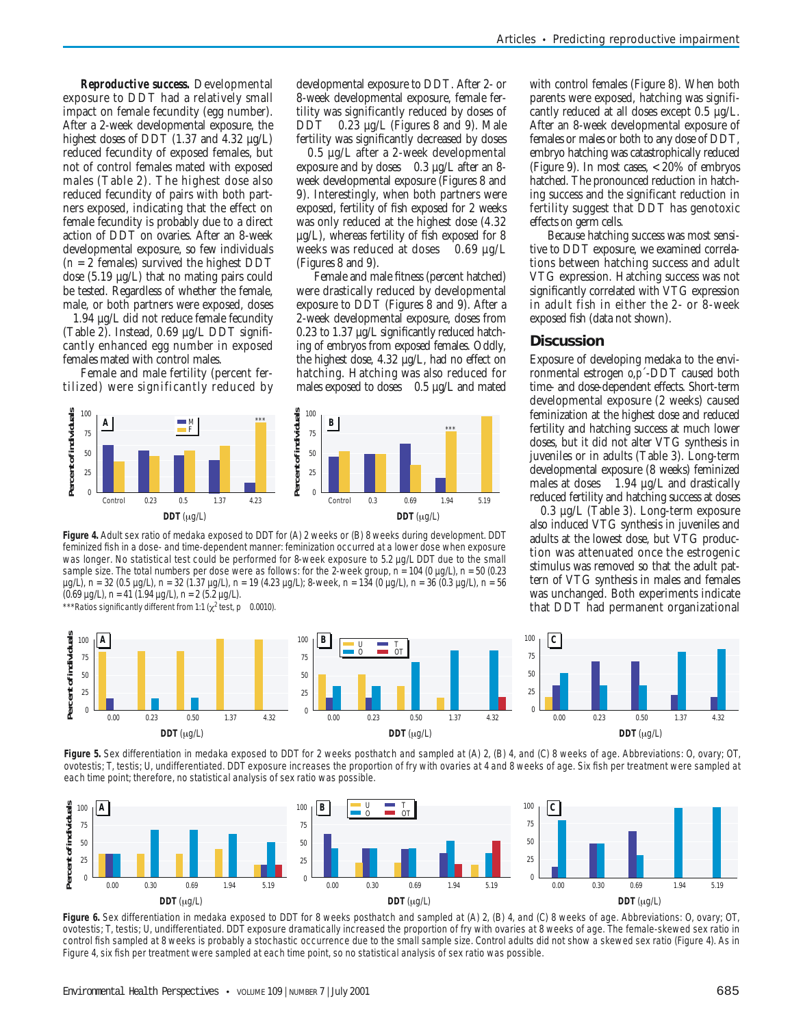**Reproductive success.** Developmental exposure to DDT had a relatively small impact on female fecundity (egg number). After a 2-week developmental exposure, the highest doses of DDT (1.37 and 4.32 µg/L) reduced fecundity of exposed females, but not of control females mated with exposed males (Table 2). The highest dose also reduced fecundity of pairs with both partners exposed, indicating that the effect on female fecundity is probably due to a direct action of DDT on ovaries. After an 8-week developmental exposure, so few individuals ($n$ = 2 females) survived the highest DDT dose (5.19 µg/L) that no mating pairs could be tested. Regardless of whether the female, male, or both partners were exposed, doses ≤ 1.94 µg/L did not reduce female fecundity (Table 2). Instead, 0.69 µg/L DDT significantly enhanced egg number in exposed females mated with control males.

Female and male fertility (percent fertilized) were significantly reduced by developmental exposure to DDT. After 2- or 8-week developmental exposure, female fertility was significantly reduced by doses of DDT ≥ 0.23 µg/L (Figures 8 and 9). Male fertility was significantly decreased by doses ≥ 0.5 µg/L after a 2-week developmental exposure and by doses ≥ 0.3 µg/L after an 8-week developmental exposure (Figures 8 and 9). Interestingly, when both partners were exposed, fertility of fish exposed for 2 weeks was only reduced at the highest dose (4.32 µg/L), whereas fertility of fish exposed for 8 weeks was reduced at doses ≥ 0.69 µg/L (Figures 8 and 9).

Female and male fitness (percent hatched) were drastically reduced by developmental exposure to DDT (Figures 8 and 9). After a 2-week developmental exposure, doses from 0.23 to 1.37 µg/L significantly reduced hatching of embryos from exposed females. Oddly, the highest dose, 4.32 µg/L, had no effect on hatching. Hatching was also reduced for males exposed to doses ≥ 0.5 µg/L and mated with control females (Figure 8). When both parents were exposed, hatching was significantly reduced at all doses except 0.5 µg/L. After an 8-week developmental exposure of females or males or both to any dose of DDT, embryo hatching was catastrophically reduced (Figure 9). In most cases, < 20% of embryos hatched. The pronounced reduction in hatching success and the significant reduction in fertility suggest that DDT has genotoxic effects on germ cells.

Because hatching success was most sensitive to DDT exposure, we examined correlations between hatching success and adult VTG expression. Hatching success was not significantly correlated with VTG expression in adult fish in either the 2- or 8-week exposed fish (data not shown).

## Discussion

Exposure of developing medaka to the environmental estrogen *o,p*´-DDT caused both time- and dose-dependent effects. Short-term developmental exposure (2 weeks) caused feminization at the highest dose and reduced fertility and hatching success at much lower doses, but it did not alter VTG synthesis in juveniles or in adults (Table 3). Long-term developmental exposure (8 weeks) feminized males at doses ≥ 1.94 µg/L and drastically reduced fertility and hatching success at doses ≥ 0.3 µg/L (Table 3). Long-term exposure also induced VTG synthesis in juveniles and adults at the lowest dose, but VTG production was attenuated once the estrogenic stimulus was removed so that the adult pattern of VTG synthesis in males and females was unchanged. Both experiments indicate that DDT had permanent organizational

A
Percent of individuals
100
75
50
25
0
M
F
***
Control
0.23
0.5
1.37
4.23
DDT (µg/L)

B
Percent of individuals
100
75
50
25
0
***
Control
0.3
0.69
1.94
5.19
DDT (µg/L)

**Figure 4.** Adult sex ratio of medaka exposed to DDT for (A) 2 weeks or (B) 8 weeks during development. DDT feminized fish in a dose- and time-dependent manner: feminization occurred at a lower dose when exposure was longer. No statistical test could be performed for 8-week exposure to 5.2 µg/L DDT due to the small sample size. The total numbers per dose were as follows: for the 2-week group, $n$ = 104 (0 µg/L), $n$ = 50 (0.23 µg/L), $n$ = 32 (0.5 µg/L), $n$ = 32 (1.37 µg/L), $n$ = 19 (4.23 µg/L); 8-week, $n$ = 134 (0 µg/L), $n$ = 36 (0.3 µg/L), $n$ = 56 (0.69 µg/L), $n$ = 41 (1.94 µg/L), $n$ = 2 (5.2 µg/L).

***Ratios significantly different from 1:1 ($\chi^2$ test, $p$ ≤ 0.0010).

A
Percent of individuals
100
75
50
25
0
0.00
0.23
0.50
1.37
4.32
DDT (µg/L)

B
100
75
50
25
0
U
O
T
OT
0.00
0.23
0.50
1.37
4.32
DDT (µg/L)

C
100
75
50
25
0
0.00
0.23
0.50
1.37
4.32
DDT (µg/L)

**Figure 5.** Sex differentiation in medaka exposed to DDT for 2 weeks posthatch and sampled at (A) 2, (B) 4, and (C) 8 weeks of age. Abbreviations: O, ovary; OT, ovotestis; T, testis; U, undifferentiated. DDT exposure increases the proportion of fry with ovaries at 4 and 8 weeks of age. Six fish per treatment were sampled at each time point; therefore, no statistical analysis of sex ratio was possible.

A
Percent of individuals
100
75
50
25
0
0.00
0.30
0.69
1.94
5.19
DDT (µg/L)

B
100
75
50
25
0
U
O
T
OT
0.00
0.30
0.69
1.94
5.19
DDT (µg/L)

C
100
75
50
25
0
0.00
0.30
0.69
1.94
5.19
DDT (µg/L)

**Figure 6.** Sex differentiation in medaka exposed to DDT for 8 weeks posthatch and sampled at (A) 2, (B) 4, and (C) 8 weeks of age. Abbreviations: O, ovary; OT, ovotestis; T, testis; U, undifferentiated. DDT exposure dramatically increased the proportion of fry with ovaries at 8 weeks of age. The female-skewed sex ratio in control fish sampled at 8 weeks is probably a stochastic occurrence due to the small sample size. Control adults did not show a skewed sex ratio (Figure 4). As in Figure 4, six fish per treatment were sampled at each time point, so no statistical analysis of sex ratio was possible.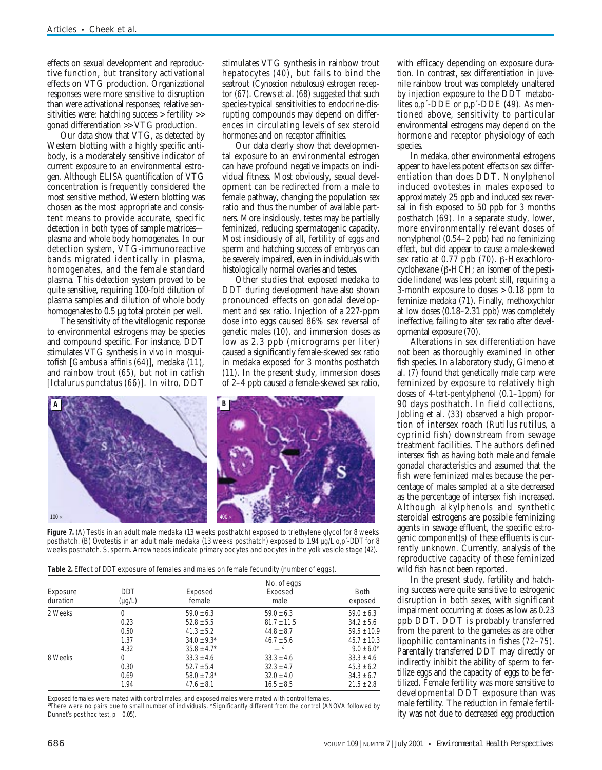effects on sexual development and reproductive function, but transitory activational effects on VTG production. Organizational responses were more sensitive to disruption than were activational responses; relative sensitivities were: hatching success > fertility >> gonad differentiation >> VTG production.

Our data show that VTG, as detected by Western blotting with a highly specific antibody, is a moderately sensitive indicator of current exposure to an environmental estrogen. Although ELISA quantification of VTG concentration is frequently considered the most sensitive method, Western blotting was chosen as the most appropriate and consistent means to provide accurate, specific detection in both types of sample matrices—plasma and whole body homogenates. In our detection system, VTG-immunoreactive bands migrated identically in plasma, homogenates, and the female standard plasma. This detection system proved to be quite sensitive, requiring 100-fold dilution of plasma samples and dilution of whole body homogenates to 0.5 µg total protein per well.

The sensitivity of the vitellogenic response to environmental estrogens may be species and compound specific. For instance, DDT stimulates VTG synthesis *in vivo* in mosquitofish [*Gambusia affinis* (64)], medaka (11), and rainbow trout (65), but not in catfish [*Ictalurus punctatus* (66)]. *In vitro*, DDT stimulates VTG synthesis in rainbow trout hepatocytes (40), but fails to bind the seatrout (*Cynoscion nebulosus*) estrogen receptor (67). Crews et al. (68) suggested that such species-typical sensitivities to endocrine-disrupting compounds may depend on differences in circulating levels of sex steroid hormones and on receptor affinities.

Our data clearly show that developmental exposure to an environmental estrogen can have profound negative impacts on individual fitness. Most obviously, sexual development can be redirected from a male to female pathway, changing the population sex ratio and thus the number of available partners. More insidiously, testes may be partially feminized, reducing spermatogenic capacity. Most insidiously of all, fertility of eggs and sperm and hatching success of embryos can be severely impaired, even in individuals with histologically normal ovaries and testes.

Other studies that exposed medaka to DDT during development have also shown pronounced effects on gonadal development and sex ratio. Injection of a 227-ppm dose into eggs caused 86% sex reversal of genetic males (10), and immersion doses as low as 2.3 ppb (micrograms per liter) caused a significantly female-skewed sex ratio in medaka exposed for 3 months posthatch (11). In the present study, immersion doses of 2–4 ppb caused a female-skewed sex ratio, with efficacy depending on exposure duration. In contrast, sex differentiation in juvenile rainbow trout was completely unaltered by injection exposure to the DDT metabolites *o,p*´-DDE or *p,p*´-DDE (49). As mentioned above, sensitivity to particular environmental estrogens may depend on the hormone and receptor physiology of each species.

In medaka, other environmental estrogens appear to have less potent effects on sex differentiation than does DDT. Nonylphenol induced ovotestes in males exposed to approximately 25 ppb and induced sex reversal in fish exposed to 50 ppb for 3 months posthatch (69). In a separate study, lower, more environmentally relevant doses of nonylphenol (0.54–2 ppb) had no feminizing effect, but did appear to cause a male-skewed sex ratio at 0.77 ppb (70). β-Hexachlorocyclohexane (β-HCH; an isomer of the pesticide lindane) was less potent still, requiring a 3-month exposure to doses > 0.18 ppm to feminize medaka (71). Finally, methoxychlor at low doses (0.18–2.31 ppb) was completely ineffective, failing to alter sex ratio after developmental exposure (70).

Alterations in sex differentiation have not been as thoroughly examined in other fish species. In a laboratory study, Gimeno et al. (7) found that genetically male carp were feminized by exposure to relatively high doses of 4-*tert*-pentylphenol (0.1–1ppm) for 90 days posthatch. In field collections, Jobling et al. (33) observed a high proportion of intersex roach (*Rutilus rutilus*, a cyprinid fish) downstream from sewage treatment facilities. The authors defined intersex fish as having both male and female gonadal characteristics and assumed that the fish were feminized males because the percentage of males sampled at a site decreased as the percentage of intersex fish increased. Although alkylphenols and synthetic steroidal estrogens are possible feminizing agents in sewage effluent, the specific estrogenic component(s) of these effluents is currently unknown. Currently, analysis of the reproductive capacity of these feminized wild fish has not been reported.

In the present study, fertility and hatching success were quite sensitive to estrogenic disruption in both sexes, with significant impairment occurring at doses as low as 0.23 ppb DDT. DDT is probably transferred from the parent to the gametes as are other lipophilic contaminants in fishes (72–75). Parentally transferred DDT may directly or indirectly inhibit the ability of sperm to fertilize eggs and the capacity of eggs to be fertilized. Female fertility was more sensitive to developmental DDT exposure than was male fertility. The reduction in female fertility was not due to decreased egg production

**Figure 7.** (A) Testis in an adult male medaka (13 weeks posthatch) exposed to triethylene glycol for 8 weeks posthatch. (B) Ovotestis in an adult male medaka (13 weeks posthatch) exposed to 1.94 µg/L *o,p*´-DDT for 8 weeks posthatch. S, sperm. Arrowheads indicate primary oocytes and oocytes in the yolk vesicle stage (42).

**Table 2.** Effect of DDT exposure of females and males on female fecundity (number of eggs).

| Exposure duration | DDT (µg/L) | No. of eggs | | |
|---|---|---|---|---|
| | | Exposed female | Exposed male | Both exposed |
| 2 Weeks | 0 | 59.0 ± 6.3 | 59.0 ± 6.3 | 59.0 ± 6.3 |
| | 0.23 | 52.8 ± 5.5 | 81.7 ± 11.5 | 34.2 ± 5.6 |
| | 0.50 | 41.3 ± 5.2 | 44.8 ± 8.7 | 59.5 ± 10.9 |
| | 1.37 | 34.0 ± 9.3* | 46.7 ± 5.6 | 45.7 ± 10.3 |
| | 4.32 | 35.8 ± 4.7* | —[a] | 9.0 ± 6.0* |
| 8 Weeks | 0 | 33.3 ± 4.6 | 33.3 ± 4.6 | 33.3 ± 4.6 |
| | 0.30 | 52.7 ± 5.4 | 32.3 ± 4.7 | 45.3 ± 6.2 |
| | 0.69 | 58.0 ± 7.8* | 32.0 ± 4.0 | 34.3 ± 6.7 |
| | 1.94 | 47.6 ± 8.1 | 16.5 ± 8.5 | 21.5 ± 2.8 |

Exposed females were mated with control males, and exposed males were mated with control females.
[a]There were no pairs due to small number of individuals. *Significantly different from the control (ANOVA followed by Dunnet's post hoc test, $p$ 0.05).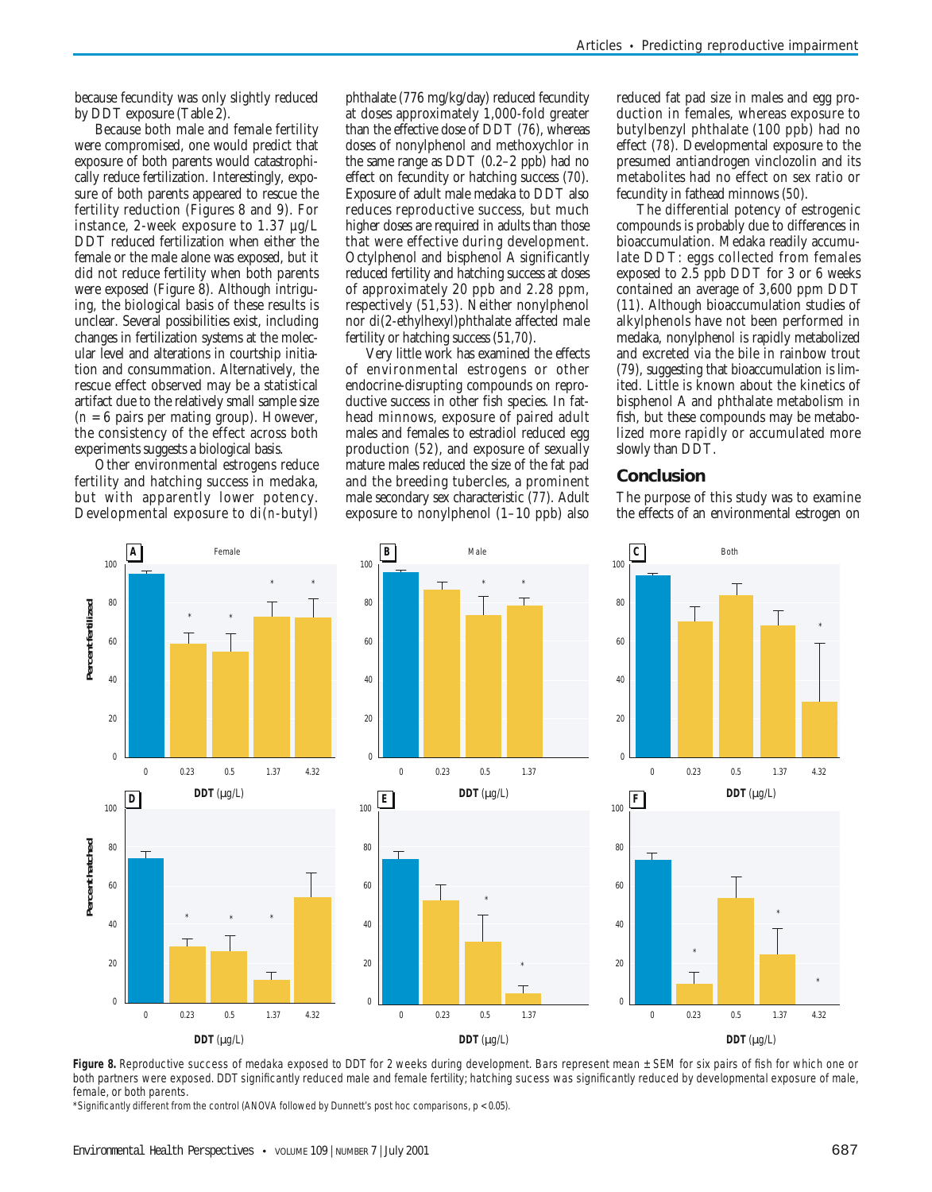because fecundity was only slightly reduced by DDT exposure (Table 2).

Because both male and female fertility were compromised, one would predict that exposure of both parents would catastrophically reduce fertilization. Interestingly, exposure of both parents appeared to rescue the fertility reduction (Figures 8 and 9). For instance, 2-week exposure to 1.37 µg/L DDT reduced fertilization when either the female or the male alone was exposed, but it did not reduce fertility when both parents were exposed (Figure 8). Although intriguing, the biological basis of these results is unclear. Several possibilities exist, including changes in fertilization systems at the molecular level and alterations in courtship initiation and consummation. Alternatively, the rescue effect observed may be a statistical artifact due to the relatively small sample size ($n = 6$ pairs per mating group). However, the consistency of the effect across both experiments suggests a biological basis.

Other environmental estrogens reduce fertility and hatching success in medaka, but with apparently lower potency. Developmental exposure to di(*n*-butyl) phthalate (776 mg/kg/day) reduced fecundity at doses approximately 1,000-fold greater than the effective dose of DDT (*76*), whereas doses of nonylphenol and methoxychlor in the same range as DDT (0.2–2 ppb) had no effect on fecundity or hatching success (*70*). Exposure of adult male medaka to DDT also reduces reproductive success, but much higher doses are required in adults than those that were effective during development. Octylphenol and bisphenol A significantly reduced fertility and hatching success at doses of approximately 20 ppb and 2.28 ppm, respectively (*51,53*). Neither nonylphenol nor di(2-ethylhexyl)phthalate affected male fertility or hatching success (*51,70*).

Very little work has examined the effects of environmental estrogens or other endocrine-disrupting compounds on reproductive success in other fish species. In fathead minnows, exposure of paired adult males and females to estradiol reduced egg production (*52*), and exposure of sexually mature males reduced the size of the fat pad and the breeding tubercles, a prominent male secondary sex characteristic (*77*). Adult exposure to nonylphenol (1–10 ppb) also reduced fat pad size in males and egg production in females, whereas exposure to butylbenzyl phthalate (100 ppb) had no effect (*78*). Developmental exposure to the presumed antiandrogen vinclozolin and its metabolites had no effect on sex ratio or fecundity in fathead minnows (*50*).

The differential potency of estrogenic compounds is probably due to differences in bioaccumulation. Medaka readily accumulate DDT: eggs collected from females exposed to 2.5 ppb DDT for 3 or 6 weeks contained an average of 3,600 ppm DDT (*11*). Although bioaccumulation studies of alkylphenols have not been performed in medaka, nonylphenol is rapidly metabolized and excreted via the bile in rainbow trout (*79*), suggesting that bioaccumulation is limited. Little is known about the kinetics of bisphenol A and phthalate metabolism in fish, but these compounds may be metabolized more rapidly or accumulated more slowly than DDT.

## Conclusion

The purpose of this study was to examine the effects of an environmental estrogen on

A Female
B Male
C Both
Percent fertilized
Percent hatched
DDT (µg/L)
0 0.23 0.5 1.37 4.32
D E F

**Figure 8.** Reproductive success of medaka exposed to DDT for 2 weeks during development. Bars represent mean ± SEM for six pairs of fish for which one or both partners were exposed. DDT significantly reduced male and female fertility; hatching sucess was significantly reduced by developmental exposure of male, female, or both parents.

*Significantly different from the control (ANOVA followed by Dunnett's post hoc comparisons, $p < 0.05$).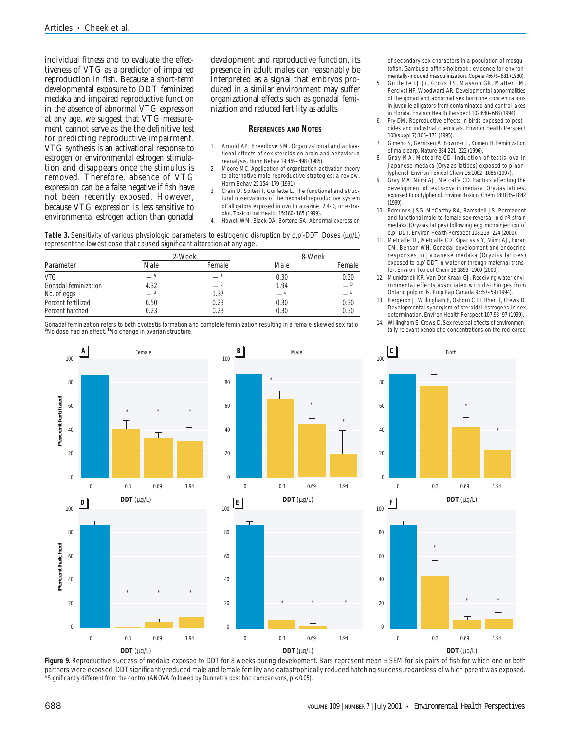individual fitness and to evaluate the effectiveness of VTG as a predictor of impaired reproduction in fish. Because a short-term developmental exposure to DDT feminized medaka and impaired reproductive function in the absence of abnormal VTG expression at any age, we suggest that VTG measurement cannot serve as the the definitive test for predicting reproductive impairment. VTG synthesis is an activational response to estrogen or environmental estrogen stimulation and disappears once the stimulus is removed. Therefore, absence of VTG expression can be a false negative if fish have not been recently exposed. However, because VTG expression is less sensitive to environmental estrogen action than gonadal development and reproductive function, its presence in adult males can reasonably be interpreted as a signal that embryos produced in a similar environment may suffer organizational effects such as gonadal feminization and reduced fertility as adults.

**Table 3.** Sensitivity of various physiologic parameters to estrogenic disruption by o,p′-DDT. Doses (µg/L) represent the lowest dose that caused significant alteration at any age.

| Parameter | 2-Week Male | 2-Week Female | 8-Week Male | 8-Week Female |
|---|---|---|---|---|
| VTG | —[a] | —[a] | 0.30 | 0.30 |
| Gonadal feminization | 4.32 | —[b] | 1.94 | —[b] |
| No. of eggs | —[a] | 1.37 | —[a] | —[a] |
| Percent fertilized | 0.50 | 0.23 | 0.30 | 0.30 |
| Percent hatched | 0.23 | 0.23 | 0.30 | 0.30 |

Gonadal feminization refers to both ovotestis formation and complete feminization resulting in a female-skewed sex ratio.
[a]No dose had an effect. [b]No change in ovarian structure.

A Female
B Male
C Both
D
E
F

Percent fertilized
Percent hatched

DDT (µg/L)

0 0.3 0.69 1.94

**Figure 9.** Reproductive success of medaka exposed to DDT for 8 weeks during development. Bars represent mean ± SEM for six pairs of fish for which one or both partners were exposed. DDT significantly reduced male and female fertility and catastrophically reduced hatching success, regardless of which parent was exposed. *Significantly different from the control (ANOVA followed by Dunnett's post hoc comparisons, $p < 0.05$).

## References and Notes

1. Arnold AP, Breedlove SM. Organizational and activational effects of sex steroids on brain and behavior: a reanalysis. Horm Behav 19:469–498 (1985).
2. Moore MC. Application of organization-activation theory to alternative male reproductive strategies: a review. Horm Behav 25:154–179 (1991).
3. Crain D, Spiteri I, Guillette L. The functional and structural observations of the neonatal reproductive system of alligators exposed in ovo to atrazine, 2,4-D, or estradiol. Toxicol Ind Health 15:180–185 (1999).
4. Howell WM, Black DA, Bortone SA. Abnormal expression of secondary sex characters in a population of mosquitofish, Gambusia affinis holbrooki: evidence for environmentally-induced masculinization. Copeia 4:676–681 (1980).
5. Guillette LJ Jr, Gross TS, Masson GR, Matter JM, Percival HF, Woodward AR. Developmental abnormalities of the gonad and abnormal sex hormone concentrations in juvenile alligators from contaminated and control lakes in Florida. Environ Health Perspect 102:680–688 (1994).
6. Fry DM. Reproductive effects in birds exposed to pesticides and industrial chemicals. Environ Health Perspect 103(suppl 7):165–171 (1995).
7. Gimeno S, Gerritsen A, Bowmer T, Komen H. Feminization of male carp. Nature 384:221–222 (1996).
8. Gray MA, Metcalfe CD. Induction of testis-ova in Japanese medaka (Oryzias latipes) exposed to p-nonlyphenol. Environ Toxicol Chem 16:1082–1086 (1997).
9. Gray MA, Niimi AJ, Metcalfe CD. Factors affecting the development of testis-ova in medaka, Oryzias latipes, exposed to octylphenol. Environ Toxicol Chem 18:1835–1842 (1999).
10. Edmunds JSG, McCarthy RA, Ramsdell JS. Permanent and functional male-to-female sex reversal in d-rR strain medaka (Oryzias latipes) following egg microinjection of o,p′-DDT. Environ Health Perspect 108:219–224 (2000).
11. Metcalfe TL, Metcalfe CD, Kiparissis Y, Niimi AJ, Foran CM, Benson WH. Gonadal development and endocrine responses in Japanese medaka (Oryzias latipes) exposed to o,p′-DDT in water or through maternal transfer. Environ Toxicol Chem 19:1893–1900 (2000).
12. Munkittrick KR, Van Der Kraak GJ. Receiving water environmental effects associated with discharges from Ontario pulp mills. Pulp Pap Canada 95:57–59 (1994).
13. Bergeron J, Willingham E, Osborn C III, Rhen T, Crews D. Developmental synergism of steroidal estrogens in sex determination. Environ Health Perspect 107:93–97 (1999).
14. Willingham E, Crews D. Sex reversal effects of environmentally relevant xenobiotic concentrations on the red-eared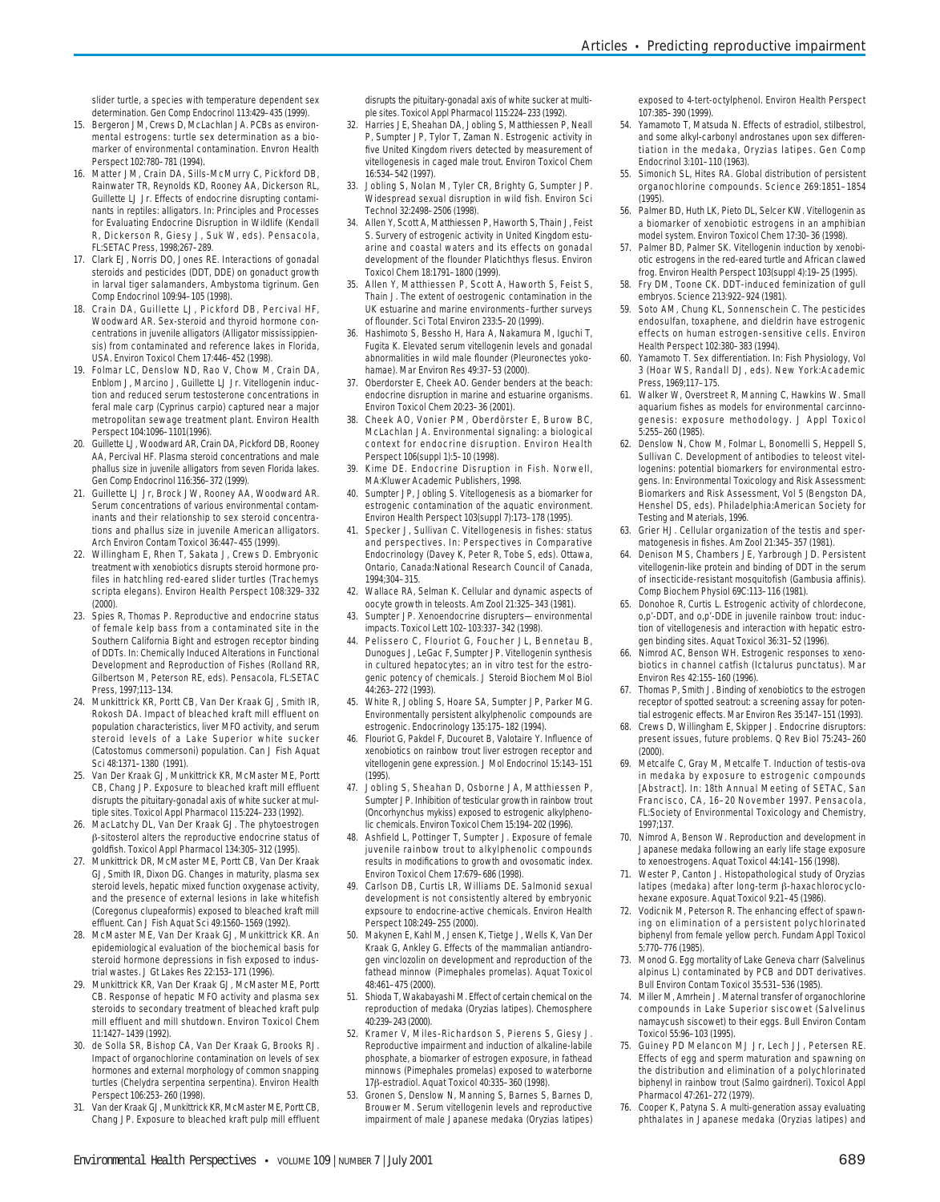slider turtle, a species with temperature dependent sex determination. Gen Comp Endocrinol 113:429–435 (1999).

15. Bergeron JM, Crews D, McLachlan JA. PCBs as environmental estrogens: turtle sex determination as a biomarker of environmental contamination. Envron Health Perspect 102:780–781 (1994).
16. Matter JM, Crain DA, Sills-McMurry C, Pickford DB, Rainwater TR, Reynolds KD, Rooney AA, Dickerson RL, Guillette LJ Jr. Effects of endocrine disrupting contaminants in reptiles: alligators. In: Principles and Processes for Evaluating Endocrine Disruption in Wildlife (Kendall R, Dickerson R, Giesy J, Suk W, eds). Pensacola, FL:SETAC Press, 1998;267–289.
17. Clark EJ, Norris DO, Jones RE. Interactions of gonadal steroids and pesticides (DDT, DDE) on gonaduct growth in larval tiger salamanders, Ambystoma tigrinum. Gen Comp Endocrinol 109:94–105 (1998).
18. Crain DA, Guillette LJ, Pickford DB, Percival HF, Woodward AR. Sex-steroid and thyroid hormone concentrations in juvenile alligators (Alligator mississippiensis) from contaminated and reference lakes in Florida, USA. Environ Toxicol Chem 17:446–452 (1998).
19. Folmar LC, Denslow ND, Rao V, Chow M, Crain DA, Enblom J, Marcino J, Guillette LJ Jr. Vitellogenin induction and reduced serum testosterone concentrations in feral male carp (Cyprinus carpio) captured near a major metropolitan sewage treatment plant. Environ Health Perspect 104:1096–1101(1996).
20. Guillette LJ, Woodward AR, Crain DA, Pickford DB, Rooney AA, Percival HF. Plasma steroid concentrations and male phallus size in juvenile alligators from seven Florida lakes. Gen Comp Endocrinol 116:356–372 (1999).
21. Guillette LJ Jr, Brock JW, Rooney AA, Woodward AR. Serum concentrations of various environmental contaminants and their relationship to sex steroid concentrations and phallus size in juvenile American alligators. Arch Environ Contam Toxicol 36:447–455 (1999).
22. Willingham E, Rhen T, Sakata J, Crews D. Embryonic treatment with xenobiotics disrupts steroid hormone profiles in hatchling red-eared slider turtles (Trachemys scripta elegans). Environ Health Perspect 108:329–332 (2000).
23. Spies R, Thomas P. Reproductive and endocrine status of female kelp bass from a contaminated site in the Southern California Bight and estrogen receptor binding of DDTs. In: Chemically Induced Alterations in Functional Development and Reproduction of Fishes (Rolland RR, Gilbertson M, Peterson RE, eds). Pensacola, FL:SETAC Press, 1997;113–134.
24. Munkittrick KR, Portt CB, Van Der Kraak GJ, Smith IR, Rokosh DA. Impact of bleached kraft mill effluent on population characteristics, liver MFO activity, and serum steroid levels of a Lake Superior white sucker (Catostomus commersoni) population. Can J Fish Aquat Sci 48:1371–1380 (1991).
25. Van Der Kraak GJ, Munkittrick KR, McMaster ME, Portt CB, Chang JP. Exposure to bleached kraft mill effluent disrupts the pituitary-gonadal axis of white sucker at multiple sites. Toxicol Appl Pharmacol 115:224–233 (1992).
26. MacLatchy DL, Van Der Kraak GJ. The phytoestrogen β-sitosterol alters the reproductive endocrine status of goldfish. Toxicol Appl Pharmacol 134:305–312 (1995).
27. Munkittrick DR, McMaster ME, Portt CB, Van Der Kraak GJ, Smith IR, Dixon DG. Changes in maturity, plasma sex steroid levels, hepatic mixed function oxygenase activity, and the presence of external lesions in lake whitefish (Coregonus clupeaformis) exposed to bleached kraft mill effluent. Can J Fish Aquat Sci 49:1560–1569 (1992).
28. McMaster ME, Van Der Kraak GJ, Munkittrick KR. An epidemiological evaluation of the biochemical basis for steroid hormone depressions in fish exposed to industrial wastes. J Gt Lakes Res 22:153–171 (1996).
29. Munkittrick KR, Van Der Kraak GJ, McMaster ME, Portt CB. Response of hepatic MFO activity and plasma sex steroids to secondary treatment of bleached kraft pulp mill effluent and mill shutdown. Environ Toxicol Chem 11:1427–1439 (1992).
30. de Solla SR, Bishop CA, Van Der Kraak G, Brooks RJ. Impact of organochlorine contamination on levels of sex hormones and external morphology of common snapping turtles (Chelydra serpentina serpentina). Environ Health Perspect 106:253–260 (1998).
31. Van der Kraak GJ, Munkittrick KR, McMaster ME, Portt CB, Chang JP. Exposure to bleached kraft pulp mill effluent disrupts the pituitary-gonadal axis of white sucker at multiple sites. Toxicol Appl Pharmacol 115:224–233 (1992).
32. Harries JE, Sheahan DA, Jobling S, Matthiessen P, Neall P, Sumpter JP, Tylor T, Zaman N. Estrogenic activity in five United Kingdom rivers detected by measurement of vitellogenesis in caged male trout. Environ Toxicol Chem 16:534–542 (1997).
33. Jobling S, Nolan M, Tyler CR, Brighty G, Sumpter JP. Widespread sexual disruption in wild fish. Environ Sci Technol 32:2498–2506 (1998).
34. Allen Y, Scott A, Matthiessen P, Haworth S, Thain J, Feist S. Survey of estrogenic activity in United Kingdom estuarine and coastal waters and its effects on gonadal development of the flounder Platichthys flesus. Environ Toxicol Chem 18:1791–1800 (1999).
35. Allen Y, Matthiessen P, Scott A, Haworth S, Feist S, Thain J. The extent of oestrogenic contamination in the UK estuarine and marine environments–further surveys of flounder. Sci Total Environ 233:5–20 (1999).
36. Hashimoto S, Bessho H, Hara A, Nakamura M, Iguchi T, Fugita K. Elevated serum vitellogenin levels and gonadal abnormalities in wild male flounder (Pleuronectes yokohamae). Mar Environ Res 49:37–53 (2000).
37. Oberdorster E, Cheek AO. Gender benders at the beach: endocrine disruption in marine and estuarine organisms. Environ Toxicol Chem 20:23–36 (2001).
38. Cheek AO, Vonier PM, Oberdörster E, Burow BC, McLachlan JA. Environmental signaling: a biological context for endocrine disruption. Environ Health Perspect 106(suppl 1):5–10 (1998).
39. Kime DE. Endocrine Disruption in Fish. Norwell, MA:Kluwer Academic Publishers, 1998.
40. Sumpter JP, Jobling S. Vitellogenesis as a biomarker for estrogenic contamination of the aquatic environment. Environ Health Perspect 103(suppl 7):173–178 (1995).
41. Specker J, Sullivan C. Vitellogenesis in fishes: status and perspectives. In: Perspectives in Comparative Endocrinology (Davey K, Peter R, Tobe S, eds). Ottawa, Ontario, Canada:National Research Council of Canada, 1994;304–315.
42. Wallace RA, Selman K. Cellular and dynamic aspects of oocyte growth in teleosts. Am Zool 21:325–343 (1981).
43. Sumpter JP. Xenoendocrine disrupters—environmental impacts. Toxicol Lett 102–103:337–342 (1998).
44. Pelissero C, Flouriot G, Foucher JL, Bennetau B, Dunogues J, LeGac F, Sumpter JP. Vitellogenin synthesis in cultured hepatocytes; an in vitro test for the estrogenic potency of chemicals. J Steroid Biochem Mol Biol 44:263–272 (1993).
45. White R, Jobling S, Hoare SA, Sumpter JP, Parker MG. Environmentally persistent alkylphenolic compounds are estrogenic. Endocrinology 135:175–182 (1994).
46. Flouriot G, Pakdel F, Ducouret B, Valotaire Y. Influence of xenobiotics on rainbow trout liver estrogen receptor and vitellogenin gene expression. J Mol Endocrinol 15:143–151 (1995).
47. Jobling S, Sheahan D, Osborne JA, Matthiessen P, Sumpter JP. Inhibition of testicular growth in rainbow trout (Oncorhynchus mykiss) exposed to estrogenic alkylphenolic chemicals. Environ Toxicol Chem 15:194–202 (1996).
48. Ashfield L, Pottinger T, Sumpter J. Exposure of female juvenile rainbow trout to alkylphenolic compounds results in modifications to growth and ovosomatic index. Environ Toxicol Chem 17:679–686 (1998).
49. Carlson DB, Curtis LR, Williams DE. Salmonid sexual development is not consistently altered by embryonic expsoure to endocrine-active chemicals. Environ Health Perspect 108:249–255 (2000).
50. Makynen E, Kahl M, Jensen K, Tietge J, Wells K, Van Der Kraak G, Ankley G. Effects of the mammalian antiandrogen vinclozolin on development and reproduction of the fathead minnow (Pimephales promelas). Aquat Toxicol 48:461–475 (2000).
51. Shioda T, Wakabayashi M. Effect of certain chemical on the reproduction of medaka (Oryzias latipes). Chemosphere 40:239–243 (2000).
52. Kramer V, Miles-Richardson S, Pierens S, Giesy J. Reproductive impairment and induction of alkaline-labile phosphate, a biomarker of estrogen exposure, in fathead minnows (Pimephales promelas) exposed to waterborne 17β-estradiol. Aquat Toxicol 40:335–360 (1998).
53. Gronen S, Denslow N, Manning S, Barnes S, Barnes D, Brouwer M. Serum vitellogenin levels and reproductive impairment of male Japanese medaka (Oryzias latipes) exposed to 4-tert-octylphenol. Environ Health Perspect 107:385–390 (1999).
54. Yamamoto T, Matsuda N. Effects of estradiol, stilbestrol, and some alkyl-carbonyl androstanes upon sex differentiation in the medaka, Oryzias latipes. Gen Comp Endocrinol 3:101–110 (1963).
55. Simonich SL, Hites RA. Global distribution of persistent organochlorine compounds. Science 269:1851–1854 (1995).
56. Palmer BD, Huth LK, Pieto DL, Selcer KW. Vitellogenin as a biomarker of xenobiotic estrogens in an amphibian model system. Environ Toxicol Chem 17:30–36 (1998).
57. Palmer BD, Palmer SK. Vitellogenin induction by xenobiotic estrogens in the red-eared turtle and African clawed frog. Environ Health Perspect 103(suppl 4):19–25 (1995).
58. Fry DM, Toone CK. DDT-induced feminization of gull embryos. Science 213:922–924 (1981).
59. Soto AM, Chung KL, Sonnenschein C. The pesticides endosulfan, toxaphene, and dieldrin have estrogenic effects on human estrogen-sensitive cells. Environ Health Perspect 102:380–383 (1994).
60. Yamamoto T. Sex differentiation. In: Fish Physiology, Vol 3 (Hoar WS, Randall DJ, eds). New York:Academic Press, 1969;117–175.
61. Walker W, Overstreet R, Manning C, Hawkins W. Small aquarium fishes as models for environmental carcinogenesis: exposure methodology. J Appl Toxicol 5:255–260 (1985).
62. Denslow N, Chow M, Folmar L, Bonomelli S, Heppell S, Sullivan C. Development of antibodies to teleost vitellogenins: potential biomarkers for environmental estrogens. In: Environmental Toxicology and Risk Assessment: Biomarkers and Risk Assessment, Vol 5 (Bengston DA, Henshel DS, eds). Philadelphia:American Society for Testing and Materials, 1996.
63. Grier HJ. Cellular organization of the testis and spermatogenesis in fishes. Am Zool 21:345–357 (1981).
64. Denison MS, Chambers JE, Yarbrough JD. Persistent vitellogenin-like protein and binding of DDT in the serum of insecticide-resistant mosquitofish (Gambusia affinis). Comp Biochem Physiol 69C:113–116 (1981).
65. Donohoe R, Curtis L. Estrogenic activity of chlordecone, o,p′-DDT, and o,p′-DDE in juvenile rainbow trout: induction of vitellogenesis and interaction with hepatic estrogen binding sites. Aquat Toxicol 36:31–52 (1996).
66. Nimrod AC, Benson WH. Estrogenic responses to xenobiotics in channel catfish (Ictalurus punctatus). Mar Environ Res 42:155–160 (1996).
67. Thomas P, Smith J. Binding of xenobiotics to the estrogen receptor of spotted seatrout: a screening assay for potential estrogenic effects. Mar Environ Res 35:147–151 (1993).
68. Crews D, Willingham E, Skipper J. Endocrine disruptors: present issues, future problems. Q Rev Biol 75:243–260 (2000).
69. Metcalfe C, Gray M, Metcalfe T. Induction of testis-ova in medaka by exposure to estrogenic compounds [Abstract]. In: 18th Annual Meeting of SETAC, San Francisco, CA, 16–20 November 1997. Pensacola, FL:Society of Environmental Toxicology and Chemistry, 1997;137.
70. Nimrod A, Benson W. Reproduction and development in Japanese medaka following an early life stage exposure to xenoestrogens. Aquat Toxicol 44:141–156 (1998).
71. Wester P, Canton J. Histopathological study of Oryzias latipes (medaka) after long-term β-haxachlorocyclohexane exposure. Aquat Toxicol 9:21–45 (1986).
72. Vodicnik M, Peterson R. The enhancing effect of spawning on elimination of a persistent polychlorinated biphenyl from female yellow perch. Fundam Appl Toxicol 5:770–776 (1985).
73. Monod G. Egg mortality of Lake Geneva charr (Salvelinus alpinus L) contaminated by PCB and DDT derivatives. Bull Environ Contam Toxicol 35:531–536 (1985).
74. Miller M, Amrhein J. Maternal transfer of organochlorine compounds in Lake Superior siscowet (Salvelinus namaycush siscowet) to their eggs. Bull Environ Contam Toxicol 55:96–103 (1995).
75. Guiney PD Melancon MJ Jr, Lech JJ, Petersen RE. Effects of egg and sperm maturation and spawning on the distribution and elimination of a polychlorinated biphenyl in rainbow trout (Salmo gairdneri). Toxicol Appl Pharmacol 47:261–272 (1979).
76. Cooper K, Patyna S. A multi-generation assay evaluating phthalates in Japanese medaka (Oryzias latipes) and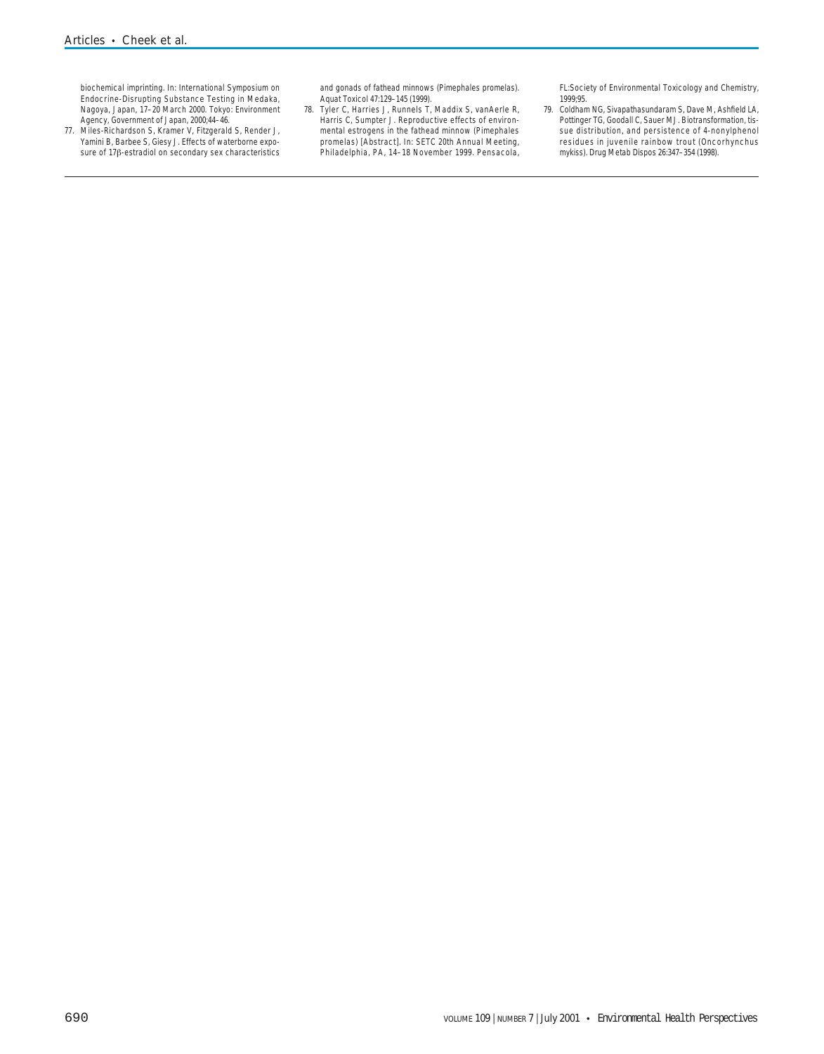biochemical imprinting. In: International Symposium on Endocrine-Disrupting Substance Testing in Medaka, Nagoya, Japan, 17–20 March 2000. Tokyo: Environment Agency, Government of Japan, 2000;44–46.

77. Miles-Richardson S, Kramer V, Fitzgerald S, Render J, Yamini B, Barbee S, Giesy J. Effects of waterborne exposure of 17β-estradiol on secondary sex characteristics and gonads of fathead minnows (Pimephales promelas). Aquat Toxicol 47:129–145 (1999).
78. Tyler C, Harries J, Runnels T, Maddix S, vanAerle R, Harris C, Sumpter J. Reproductive effects of environmental estrogens in the fathead minnow (Pimephales promelas) [Abstract]. In: SETC 20th Annual Meeting, Philadelphia, PA, 14–18 November 1999. Pensacola, FL:Society of Environmental Toxicology and Chemistry, 1999;95.
79. Coldham NG, Sivapathasundaram S, Dave M, Ashfield LA, Pottinger TG, Goodall C, Sauer MJ. Biotransformation, tissue distribution, and persistence of 4-nonylphenol residues in juvenile rainbow trout (Oncorhynchus mykiss). Drug Metab Dispos 26:347–354 (1998).